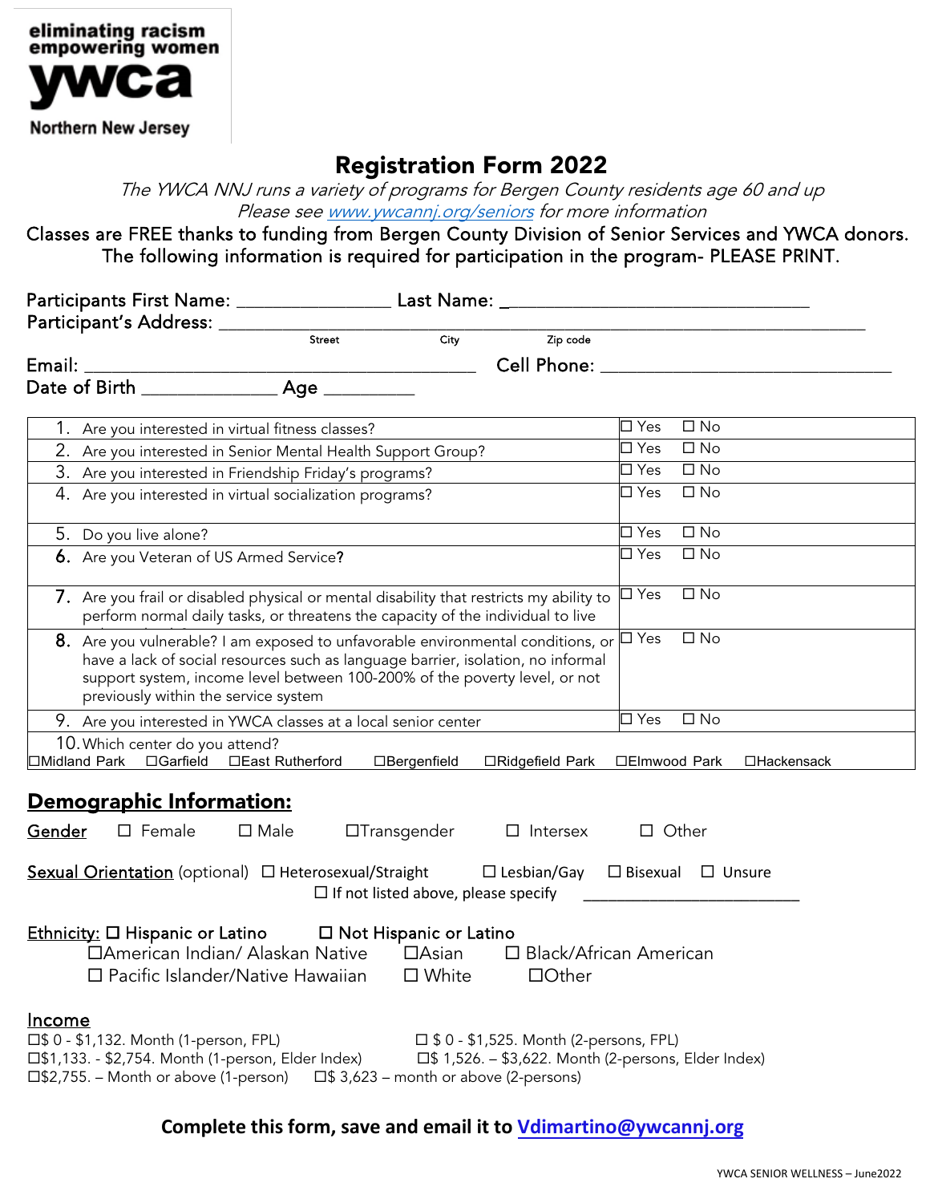eliminating racism
empowering women

**ywca**

Northern New Jersey

# Registration Form 2022

*The YWCA NNJ runs a variety of programs for Bergen County residents age 60 and up*
*Please see [www.ywcannj.org/seniors](http://www.ywcannj.org/seniors) for more information*

Classes are FREE thanks to funding from Bergen County Division of Senior Services and YWCA donors. The following information is required for participation in the program- PLEASE PRINT.

Participants First Name: ________________ Last Name: ________________________________

Participant's Address: ________________________________________________________________
Street City Zip code

Email: ________________________________________ Cell Phone: ______________________________

Date of Birth _____________ Age _________

| | |
|---|---|
| 1. Are you interested in virtual fitness classes? | ☐ Yes ☐ No |
| 2. Are you interested in Senior Mental Health Support Group? | ☐ Yes ☐ No |
| 3. Are you interested in Friendship Friday's programs? | ☐ Yes ☐ No |
| 4. Are you interested in virtual socialization programs? | ☐ Yes ☐ No |
| 5. Do you live alone? | ☐ Yes ☐ No |
| 6. Are you Veteran of US Armed Service? | ☐ Yes ☐ No |
| 7. Are you frail or disabled physical or mental disability that restricts my ability to perform normal daily tasks, or threatens the capacity of the individual to live | ☐ Yes ☐ No |
| 8. Are you vulnerable? I am exposed to unfavorable environmental conditions, or have a lack of social resources such as language barrier, isolation, no informal support system, income level between 100-200% of the poverty level, or not previously within the service system | ☐ Yes ☐ No |
| 9. Are you interested in YWCA classes at a local senior center | ☐ Yes ☐ No |
| 10. Which center do you attend? ☐Midland Park ☐Garfield ☐East Rutherford ☐Bergenfield ☐Ridgefield Park ☐Elmwood Park ☐Hackensack | |

## Demographic Information:

Gender ☐ Female ☐ Male ☐Transgender ☐ Intersex ☐ Other

Sexual Orientation (optional) ☐ Heterosexual/Straight ☐ Lesbian/Gay ☐ Bisexual ☐ Unsure
☐ If not listed above, please specify ___________________________

Ethnicity: ☐ Hispanic or Latino ☐ Not Hispanic or Latino
☐American Indian/ Alaskan Native ☐Asian ☐ Black/African American
☐ Pacific Islander/Native Hawaiian ☐ White ☐Other

Income
☐$ 0 - $1,132. Month (1-person, FPL) ☐ $ 0 - $1,525. Month (2-persons, FPL)
☐$1,133. - $2,754. Month (1-person, Elder Index) ☐$ 1,526. – $3,622. Month (2-persons, Elder Index)
☐$2,755. – Month or above (1-person) ☐$ 3,623 – month or above (2-persons)

**Complete this form, save and email it to [Vdimartino@ywcannj.org](mailto:Vdimartino@ywcannj.org)**

YWCA SENIOR WELLNESS – June2022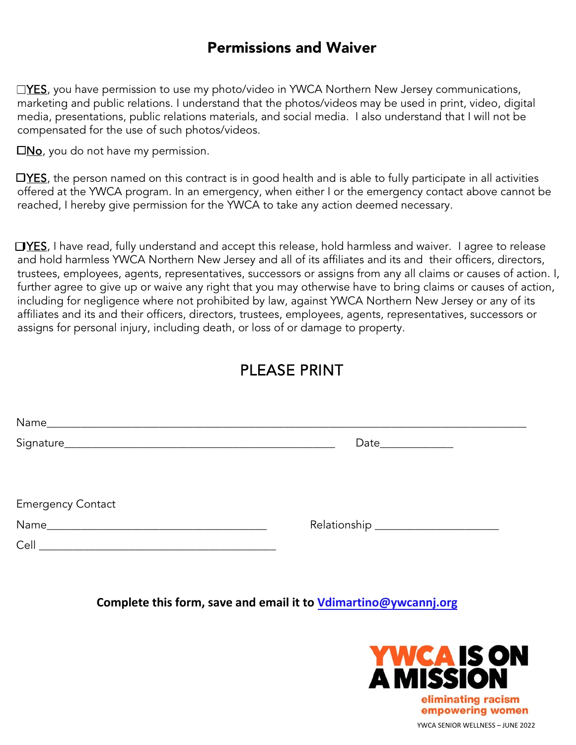# Permissions and Waiver

☐YES, you have permission to use my photo/video in YWCA Northern New Jersey communications, marketing and public relations. I understand that the photos/videos may be used in print, video, digital media, presentations, public relations materials, and social media. I also understand that I will not be compensated for the use of such photos/videos.

☐No, you do not have my permission.

☐YES, the person named on this contract is in good health and is able to fully participate in all activities offered at the YWCA program. In an emergency, when either I or the emergency contact above cannot be reached, I hereby give permission for the YWCA to take any action deemed necessary.

☐YES, I have read, fully understand and accept this release, hold harmless and waiver. I agree to release and hold harmless YWCA Northern New Jersey and all of its affiliates and its and their officers, directors, trustees, employees, agents, representatives, successors or assigns from any all claims or causes of action. I, further agree to give up or waive any right that you may otherwise have to bring claims or causes of action, including for negligence where not prohibited by law, against YWCA Northern New Jersey or any of its affiliates and its and their officers, directors, trustees, employees, agents, representatives, successors or assigns for personal injury, including death, or loss of or damage to property.

## PLEASE PRINT

Name________________________________________________________________________

Signature_______________________________________ Date____________

Emergency Contact

Name_______________________________ Relationship ____________________

Cell __________________________________

**Complete this form, save and email it to Vdimartino@ywcannj.org**

YWCA IS ON A MISSION

eliminating racism
empowering women

YWCA SENIOR WELLNESS – JUNE 2022